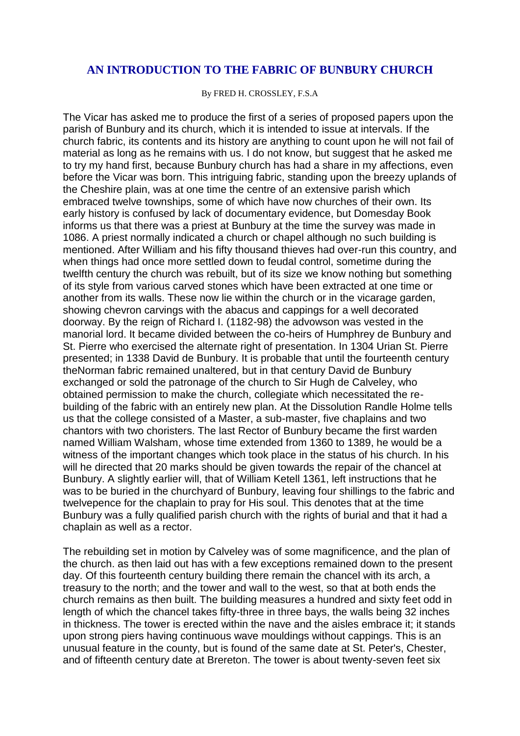# AN INTRODUCTION TO THE FABRIC OF BUNBURY CHURCH

By FRED H. CROSSLEY, F.S.A

The Vicar has asked me to produce the first of a series of proposed papers upon the parish of Bunbury and its church, which it is intended to issue at intervals. If the church fabric, its contents and its history are anything to count upon he will not fail of material as long as he remains with us. I do not know, but suggest that he asked me to try my hand first, because Bunbury church has had a share in my affections, even before the Vicar was born. This intriguing fabric, standing upon the breezy uplands of the Cheshire plain, was at one time the centre of an extensive parish which embraced twelve townships, some of which have now churches of their own. Its early history is confused by lack of documentary evidence, but Domesday Book informs us that there was a priest at Bunbury at the time the survey was made in 1086. A priest normally indicated a church or chapel although no such building is mentioned. After William and his fifty thousand thieves had over-run this country, and when things had once more settled down to feudal control, sometime during the twelfth century the church was rebuilt, but of its size we know nothing but something of its style from various carved stones which have been extracted at one time or another from its walls. These now lie within the church or in the vicarage garden, showing chevron carvings with the abacus and cappings for a well decorated doorway. By the reign of Richard I. (1182-98) the advowson was vested in the manorial lord. It became divided between the co-heirs of Humphrey de Bunbury and St. Pierre who exercised the alternate right of presentation. In 1304 Urian St. Pierre presented; in 1338 David de Bunbury. It is probable that until the fourteenth century theNorman fabric remained unaltered, but in that century David de Bunbury exchanged or sold the patronage of the church to Sir Hugh de Calveley, who obtained permission to make the church, collegiate which necessitated the re-building of the fabric with an entirely new plan. At the Dissolution Randle Holme tells us that the college consisted of a Master, a sub-master, five chaplains and two chantors with two choristers. The last Rector of Bunbury became the first warden named William Walsham, whose time extended from 1360 to 1389, he would be a witness of the important changes which took place in the status of his church. In his will he directed that 20 marks should be given towards the repair of the chancel at Bunbury. A slightly earlier will, that of William Ketell 1361, left instructions that he was to be buried in the churchyard of Bunbury, leaving four shillings to the fabric and twelvepence for the chaplain to pray for His soul. This denotes that at the time Bunbury was a fully qualified parish church with the rights of burial and that it had a chaplain as well as a rector.

The rebuilding set in motion by Calveley was of some magnificence, and the plan of the church. as then laid out has with a few exceptions remained down to the present day. Of this fourteenth century building there remain the chancel with its arch, a treasury to the north; and the tower and wall to the west, so that at both ends the church remains as then built. The building measures a hundred and sixty feet odd in length of which the chancel takes fifty-three in three bays, the walls being 32 inches in thickness. The tower is erected within the nave and the aisles embrace it; it stands upon strong piers having continuous wave mouldings without cappings. This is an unusual feature in the county, but is found of the same date at St. Peter's, Chester, and of fifteenth century date at Brereton. The tower is about twenty-seven feet six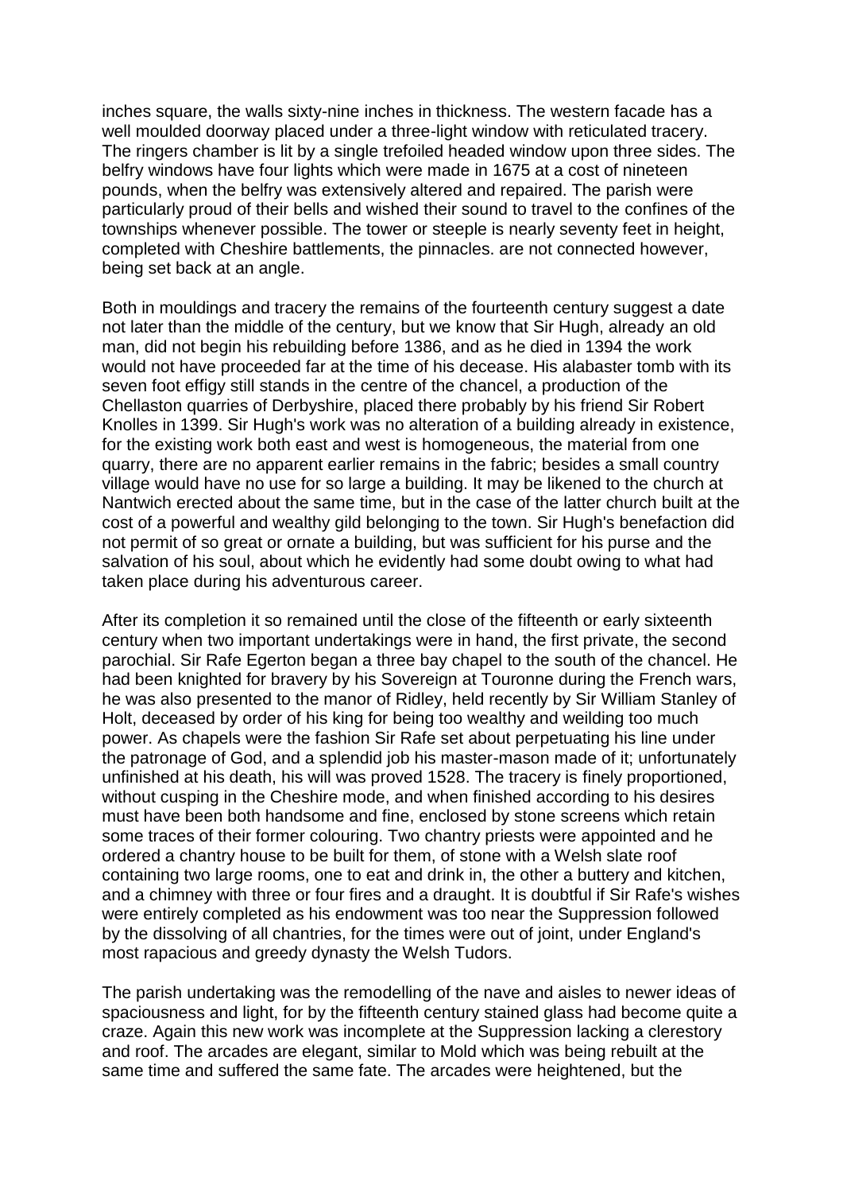inches square, the walls sixty-nine inches in thickness. The western facade has a well moulded doorway placed under a three-light window with reticulated tracery. The ringers chamber is lit by a single trefoiled headed window upon three sides. The belfry windows have four lights which were made in 1675 at a cost of nineteen pounds, when the belfry was extensively altered and repaired. The parish were particularly proud of their bells and wished their sound to travel to the confines of the townships whenever possible. The tower or steeple is nearly seventy feet in height, completed with Cheshire battlements, the pinnacles. are not connected however, being set back at an angle.

Both in mouldings and tracery the remains of the fourteenth century suggest a date not later than the middle of the century, but we know that Sir Hugh, already an old man, did not begin his rebuilding before 1386, and as he died in 1394 the work would not have proceeded far at the time of his decease. His alabaster tomb with its seven foot effigy still stands in the centre of the chancel, a production of the Chellaston quarries of Derbyshire, placed there probably by his friend Sir Robert Knolles in 1399. Sir Hugh's work was no alteration of a building already in existence, for the existing work both east and west is homogeneous, the material from one quarry, there are no apparent earlier remains in the fabric; besides a small country village would have no use for so large a building. It may be likened to the church at Nantwich erected about the same time, but in the case of the latter church built at the cost of a powerful and wealthy gild belonging to the town. Sir Hugh's benefaction did not permit of so great or ornate a building, but was sufficient for his purse and the salvation of his soul, about which he evidently had some doubt owing to what had taken place during his adventurous career.

After its completion it so remained until the close of the fifteenth or early sixteenth century when two important undertakings were in hand, the first private, the second parochial. Sir Rafe Egerton began a three bay chapel to the south of the chancel. He had been knighted for bravery by his Sovereign at Touronne during the French wars, he was also presented to the manor of Ridley, held recently by Sir William Stanley of Holt, deceased by order of his king for being too wealthy and weilding too much power. As chapels were the fashion Sir Rafe set about perpetuating his line under the patronage of God, and a splendid job his master-mason made of it; unfortunately unfinished at his death, his will was proved 1528. The tracery is finely proportioned, without cusping in the Cheshire mode, and when finished according to his desires must have been both handsome and fine, enclosed by stone screens which retain some traces of their former colouring. Two chantry priests were appointed and he ordered a chantry house to be built for them, of stone with a Welsh slate roof containing two large rooms, one to eat and drink in, the other a buttery and kitchen, and a chimney with three or four fires and a draught. It is doubtful if Sir Rafe's wishes were entirely completed as his endowment was too near the Suppression followed by the dissolving of all chantries, for the times were out of joint, under England's most rapacious and greedy dynasty the Welsh Tudors.

The parish undertaking was the remodelling of the nave and aisles to newer ideas of spaciousness and light, for by the fifteenth century stained glass had become quite a craze. Again this new work was incomplete at the Suppression lacking a clerestory and roof. The arcades are elegant, similar to Mold which was being rebuilt at the same time and suffered the same fate. The arcades were heightened, but the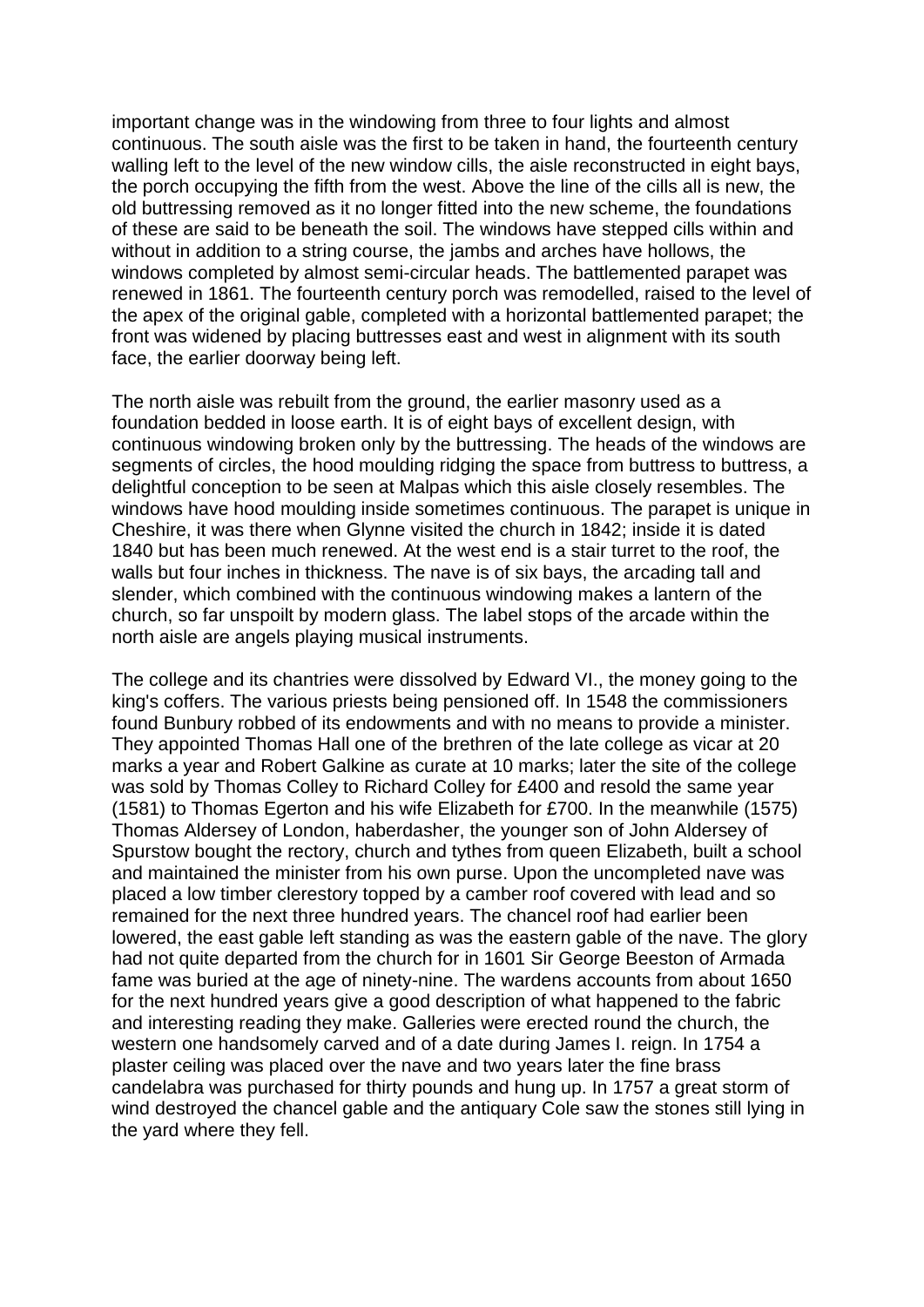important change was in the windowing from three to four lights and almost continuous. The south aisle was the first to be taken in hand, the fourteenth century walling left to the level of the new window cills, the aisle reconstructed in eight bays, the porch occupying the fifth from the west. Above the line of the cills all is new, the old buttressing removed as it no longer fitted into the new scheme, the foundations of these are said to be beneath the soil. The windows have stepped cills within and without in addition to a string course, the jambs and arches have hollows, the windows completed by almost semi-circular heads. The battlemented parapet was renewed in 1861. The fourteenth century porch was remodelled, raised to the level of the apex of the original gable, completed with a horizontal battlemented parapet; the front was widened by placing buttresses east and west in alignment with its south face, the earlier doorway being left.

The north aisle was rebuilt from the ground, the earlier masonry used as a foundation bedded in loose earth. It is of eight bays of excellent design, with continuous windowing broken only by the buttressing. The heads of the windows are segments of circles, the hood moulding ridging the space from buttress to buttress, a delightful conception to be seen at Malpas which this aisle closely resembles. The windows have hood moulding inside sometimes continuous. The parapet is unique in Cheshire, it was there when Glynne visited the church in 1842; inside it is dated 1840 but has been much renewed. At the west end is a stair turret to the roof, the walls but four inches in thickness. The nave is of six bays, the arcading tall and slender, which combined with the continuous windowing makes a lantern of the church, so far unspoilt by modern glass. The label stops of the arcade within the north aisle are angels playing musical instruments.

The college and its chantries were dissolved by Edward VI., the money going to the king's coffers. The various priests being pensioned off. In 1548 the commissioners found Bunbury robbed of its endowments and with no means to provide a minister. They appointed Thomas Hall one of the brethren of the late college as vicar at 20 marks a year and Robert Galkine as curate at 10 marks; later the site of the college was sold by Thomas Colley to Richard Colley for £400 and resold the same year (1581) to Thomas Egerton and his wife Elizabeth for £700. In the meanwhile (1575) Thomas Aldersey of London, haberdasher, the younger son of John Aldersey of Spurstow bought the rectory, church and tythes from queen Elizabeth, built a school and maintained the minister from his own purse. Upon the uncompleted nave was placed a low timber clerestory topped by a camber roof covered with lead and so remained for the next three hundred years. The chancel roof had earlier been lowered, the east gable left standing as was the eastern gable of the nave. The glory had not quite departed from the church for in 1601 Sir George Beeston of Armada fame was buried at the age of ninety-nine. The wardens accounts from about 1650 for the next hundred years give a good description of what happened to the fabric and interesting reading they make. Galleries were erected round the church, the western one handsomely carved and of a date during James I. reign. In 1754 a plaster ceiling was placed over the nave and two years later the fine brass candelabra was purchased for thirty pounds and hung up. In 1757 a great storm of wind destroyed the chancel gable and the antiquary Cole saw the stones still lying in the yard where they fell.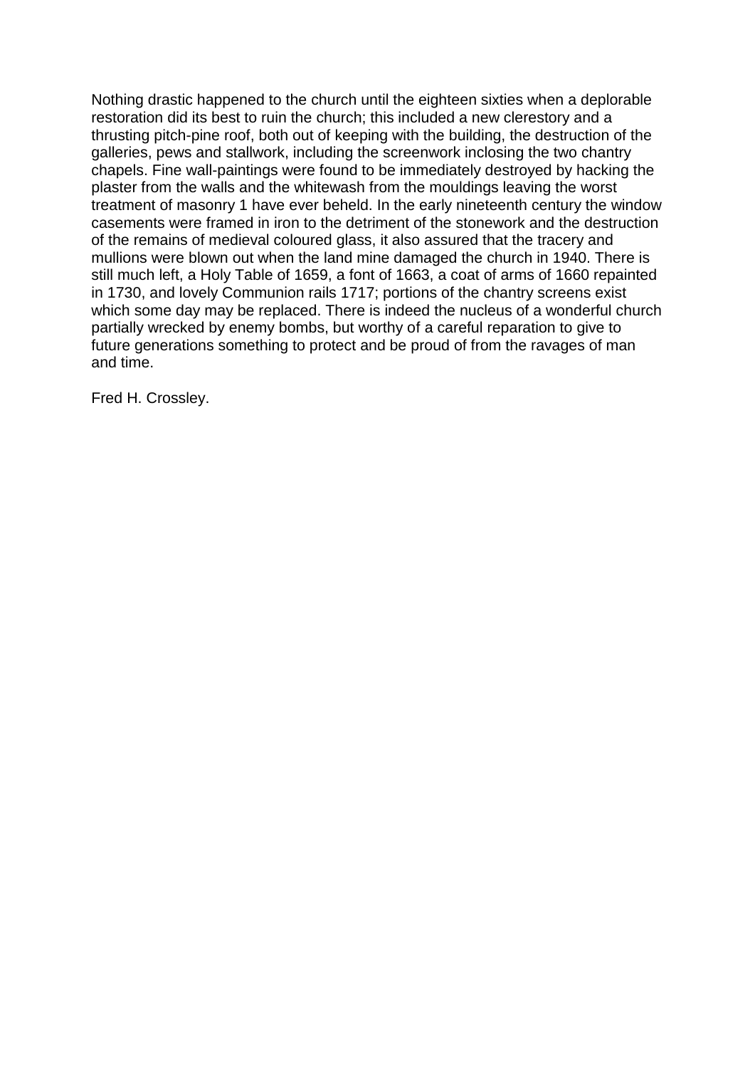Nothing drastic happened to the church until the eighteen sixties when a deplorable restoration did its best to ruin the church; this included a new clerestory and a thrusting pitch-pine roof, both out of keeping with the building, the destruction of the galleries, pews and stallwork, including the screenwork inclosing the two chantry chapels. Fine wall-paintings were found to be immediately destroyed by hacking the plaster from the walls and the whitewash from the mouldings leaving the worst treatment of masonry 1 have ever beheld. In the early nineteenth century the window casements were framed in iron to the detriment of the stonework and the destruction of the remains of medieval coloured glass, it also assured that the tracery and mullions were blown out when the land mine damaged the church in 1940. There is still much left, a Holy Table of 1659, a font of 1663, a coat of arms of 1660 repainted in 1730, and lovely Communion rails 1717; portions of the chantry screens exist which some day may be replaced. There is indeed the nucleus of a wonderful church partially wrecked by enemy bombs, but worthy of a careful reparation to give to future generations something to protect and be proud of from the ravages of man and time.

Fred H. Crossley.